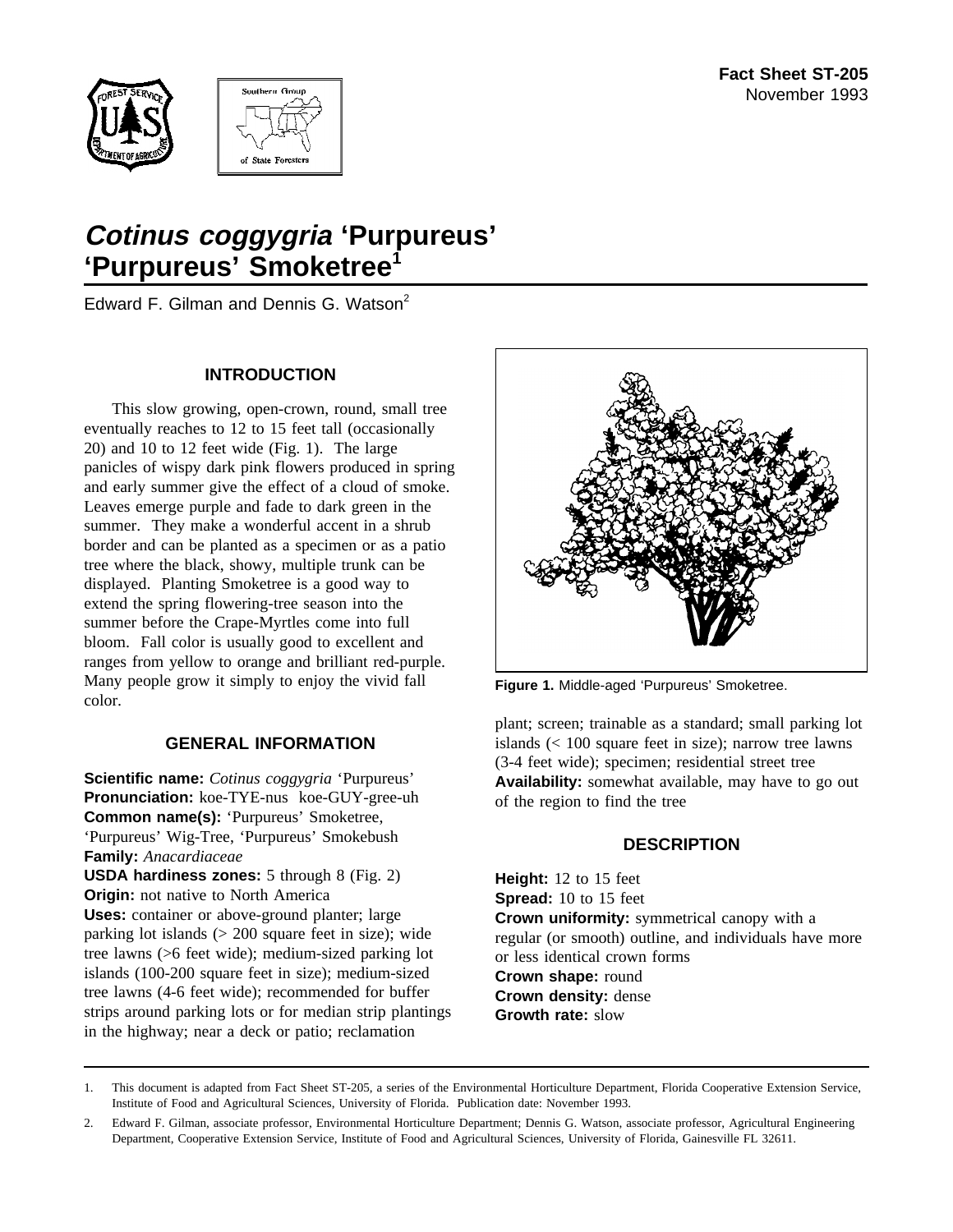Fact Sheet ST-205
November 1993

# *Cotinus coggygria* 'Purpureus' 'Purpureus' Smoketree[1]

Edward F. Gilman and Dennis G. Watson[2]

## INTRODUCTION

This slow growing, open-crown, round, small tree eventually reaches to 12 to 15 feet tall (occasionally 20) and 10 to 12 feet wide (Fig. 1). The large panicles of wispy dark pink flowers produced in spring and early summer give the effect of a cloud of smoke. Leaves emerge purple and fade to dark green in the summer. They make a wonderful accent in a shrub border and can be planted as a specimen or as a patio tree where the black, showy, multiple trunk can be displayed. Planting Smoketree is a good way to extend the spring flowering-tree season into the summer before the Crape-Myrtles come into full bloom. Fall color is usually good to excellent and ranges from yellow to orange and brilliant red-purple. Many people grow it simply to enjoy the vivid fall color.

**Figure 1.** Middle-aged 'Purpureus' Smoketree.

## GENERAL INFORMATION

**Scientific name:** *Cotinus coggygria* 'Purpureus'
**Pronunciation:** koe-TYE-nus koe-GUY-gree-uh
**Common name(s):** 'Purpureus' Smoketree, 'Purpureus' Wig-Tree, 'Purpureus' Smokebush
**Family:** *Anacardiaceae*
**USDA hardiness zones:** 5 through 8 (Fig. 2)
**Origin:** not native to North America
**Uses:** container or above-ground planter; large parking lot islands (> 200 square feet in size); wide tree lawns (>6 feet wide); medium-sized parking lot islands (100-200 square feet in size); medium-sized tree lawns (4-6 feet wide); recommended for buffer strips around parking lots or for median strip plantings in the highway; near a deck or patio; reclamation plant; screen; trainable as a standard; small parking lot islands (< 100 square feet in size); narrow tree lawns (3-4 feet wide); specimen; residential street tree
**Availability:** somewhat available, may have to go out of the region to find the tree

## DESCRIPTION

**Height:** 12 to 15 feet
**Spread:** 10 to 15 feet
**Crown uniformity:** symmetrical canopy with a regular (or smooth) outline, and individuals have more or less identical crown forms
**Crown shape:** round
**Crown density:** dense
**Growth rate:** slow

1. This document is adapted from Fact Sheet ST-205, a series of the Environmental Horticulture Department, Florida Cooperative Extension Service, Institute of Food and Agricultural Sciences, University of Florida. Publication date: November 1993.
2. Edward F. Gilman, associate professor, Environmental Horticulture Department; Dennis G. Watson, associate professor, Agricultural Engineering Department, Cooperative Extension Service, Institute of Food and Agricultural Sciences, University of Florida, Gainesville FL 32611.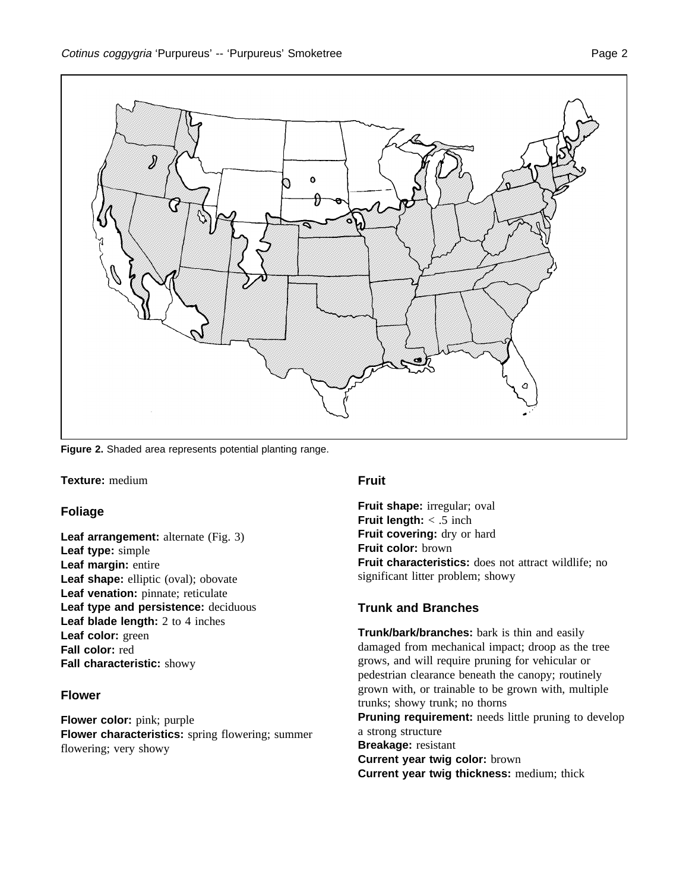**Figure 2.** Shaded area represents potential planting range.

**Texture:** medium

## Foliage

**Leaf arrangement:** alternate (Fig. 3)
**Leaf type:** simple
**Leaf margin:** entire
**Leaf shape:** elliptic (oval); obovate
**Leaf venation:** pinnate; reticulate
**Leaf type and persistence:** deciduous
**Leaf blade length:** 2 to 4 inches
**Leaf color:** green
**Fall color:** red
**Fall characteristic:** showy

## Flower

**Flower color:** pink; purple
**Flower characteristics:** spring flowering; summer flowering; very showy

## Fruit

**Fruit shape:** irregular; oval
**Fruit length:** < .5 inch
**Fruit covering:** dry or hard
**Fruit color:** brown
**Fruit characteristics:** does not attract wildlife; no significant litter problem; showy

## Trunk and Branches

**Trunk/bark/branches:** bark is thin and easily damaged from mechanical impact; droop as the tree grows, and will require pruning for vehicular or pedestrian clearance beneath the canopy; routinely grown with, or trainable to be grown with, multiple trunks; showy trunk; no thorns
**Pruning requirement:** needs little pruning to develop a strong structure
**Breakage:** resistant
**Current year twig color:** brown
**Current year twig thickness:** medium; thick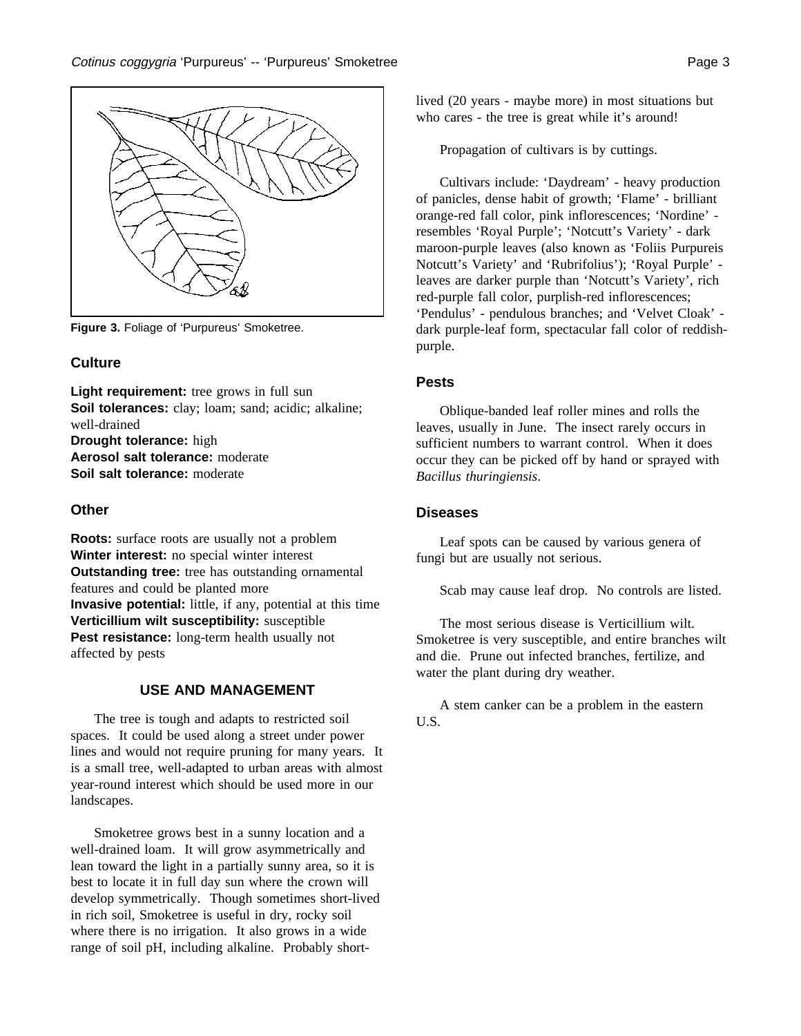Figure 3. Foliage of 'Purpureus' Smoketree.

## Culture

**Light requirement:** tree grows in full sun
**Soil tolerances:** clay; loam; sand; acidic; alkaline; well-drained
**Drought tolerance:** high
**Aerosol salt tolerance:** moderate
**Soil salt tolerance:** moderate

## Other

**Roots:** surface roots are usually not a problem
**Winter interest:** no special winter interest
**Outstanding tree:** tree has outstanding ornamental features and could be planted more
**Invasive potential:** little, if any, potential at this time
**Verticillium wilt susceptibility:** susceptible
**Pest resistance:** long-term health usually not affected by pests

## USE AND MANAGEMENT

The tree is tough and adapts to restricted soil spaces. It could be used along a street under power lines and would not require pruning for many years. It is a small tree, well-adapted to urban areas with almost year-round interest which should be used more in our landscapes.

Smoketree grows best in a sunny location and a well-drained loam. It will grow asymmetrically and lean toward the light in a partially sunny area, so it is best to locate it in full day sun where the crown will develop symmetrically. Though sometimes short-lived in rich soil, Smoketree is useful in dry, rocky soil where there is no irrigation. It also grows in a wide range of soil pH, including alkaline. Probably short-lived (20 years - maybe more) in most situations but who cares - the tree is great while it's around!

Propagation of cultivars is by cuttings.

Cultivars include: 'Daydream' - heavy production of panicles, dense habit of growth; 'Flame' - brilliant orange-red fall color, pink inflorescences; 'Nordine' - resembles 'Royal Purple'; 'Notcutt's Variety' - dark maroon-purple leaves (also known as 'Foliis Purpureis Notcutt's Variety' and 'Rubrifolius'); 'Royal Purple' - leaves are darker purple than 'Notcutt's Variety', rich red-purple fall color, purplish-red inflorescences; 'Pendulus' - pendulous branches; and 'Velvet Cloak' - dark purple-leaf form, spectacular fall color of reddish-purple.

## Pests

Oblique-banded leaf roller mines and rolls the leaves, usually in June. The insect rarely occurs in sufficient numbers to warrant control. When it does occur they can be picked off by hand or sprayed with *Bacillus thuringiensis*.

## Diseases

Leaf spots can be caused by various genera of fungi but are usually not serious.

Scab may cause leaf drop. No controls are listed.

The most serious disease is Verticillium wilt. Smoketree is very susceptible, and entire branches wilt and die. Prune out infected branches, fertilize, and water the plant during dry weather.

A stem canker can be a problem in the eastern U.S.